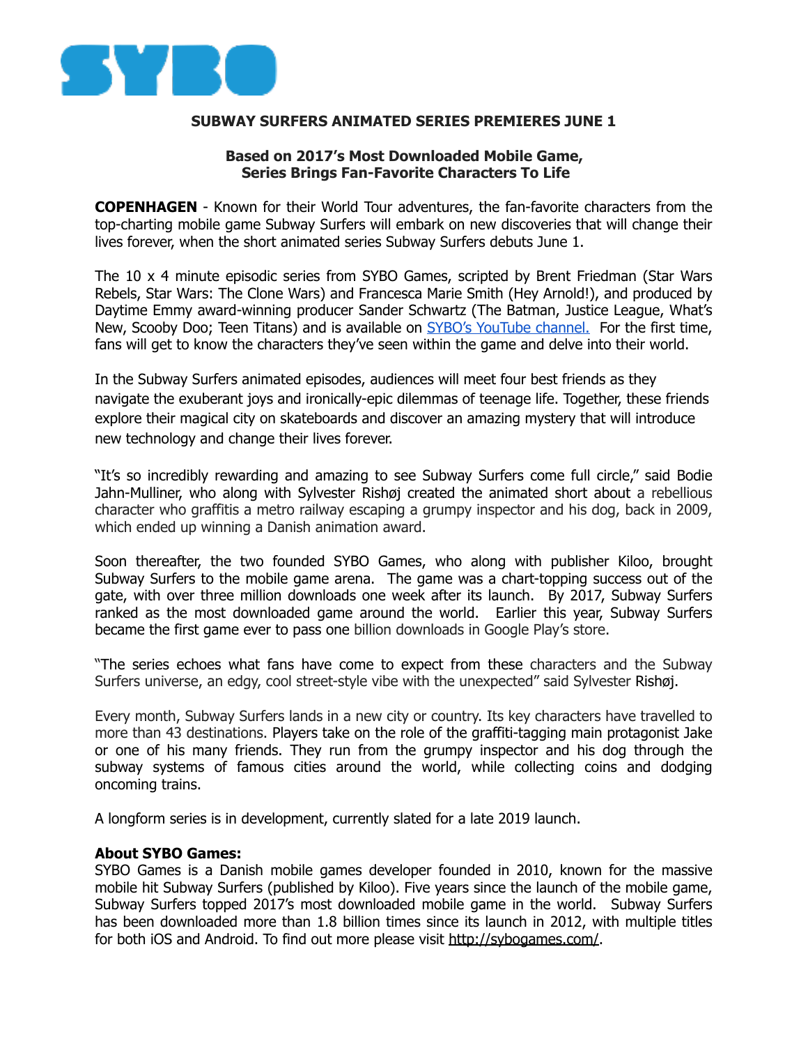**SYBO**

# SUBWAY SURFERS ANIMATED SERIES PREMIERES JUNE 1

## Based on 2017's Most Downloaded Mobile Game, Series Brings Fan-Favorite Characters To Life

**COPENHAGEN** - Known for their World Tour adventures, the fan-favorite characters from the top-charting mobile game Subway Surfers will embark on new discoveries that will change their lives forever, when the short animated series Subway Surfers debuts June 1.

The 10 x 4 minute episodic series from SYBO Games, scripted by Brent Friedman (Star Wars Rebels, Star Wars: The Clone Wars) and Francesca Marie Smith (Hey Arnold!), and produced by Daytime Emmy award-winning producer Sander Schwartz (The Batman, Justice League, What's New, Scooby Doo; Teen Titans) and is available on [SYBO's YouTube channel.](SYBO's YouTube channel.) For the first time, fans will get to know the characters they've seen within the game and delve into their world.

In the Subway Surfers animated episodes, audiences will meet four best friends as they navigate the exuberant joys and ironically-epic dilemmas of teenage life. Together, these friends explore their magical city on skateboards and discover an amazing mystery that will introduce new technology and change their lives forever.

"It's so incredibly rewarding and amazing to see Subway Surfers come full circle," said Bodie Jahn-Mulliner, who along with Sylvester Rishøj created the animated short about a rebellious character who graffitis a metro railway escaping a grumpy inspector and his dog, back in 2009, which ended up winning a Danish animation award.

Soon thereafter, the two founded SYBO Games, who along with publisher Kiloo, brought Subway Surfers to the mobile game arena. The game was a chart-topping success out of the gate, with over three million downloads one week after its launch. By 2017, Subway Surfers ranked as the most downloaded game around the world. Earlier this year, Subway Surfers became the first game ever to pass one billion downloads in Google Play's store.

"The series echoes what fans have come to expect from these characters and the Subway Surfers universe, an edgy, cool street-style vibe with the unexpected" said Sylvester Rishøj.

Every month, Subway Surfers lands in a new city or country. Its key characters have travelled to more than 43 destinations. Players take on the role of the graffiti-tagging main protagonist Jake or one of his many friends. They run from the grumpy inspector and his dog through the subway systems of famous cities around the world, while collecting coins and dodging oncoming trains.

A longform series is in development, currently slated for a late 2019 launch.

**About SYBO Games:**
SYBO Games is a Danish mobile games developer founded in 2010, known for the massive mobile hit Subway Surfers (published by Kiloo). Five years since the launch of the mobile game, Subway Surfers topped 2017's most downloaded mobile game in the world. Subway Surfers has been downloaded more than 1.8 billion times since its launch in 2012, with multiple titles for both iOS and Android. To find out more please visit http://sybogames.com/.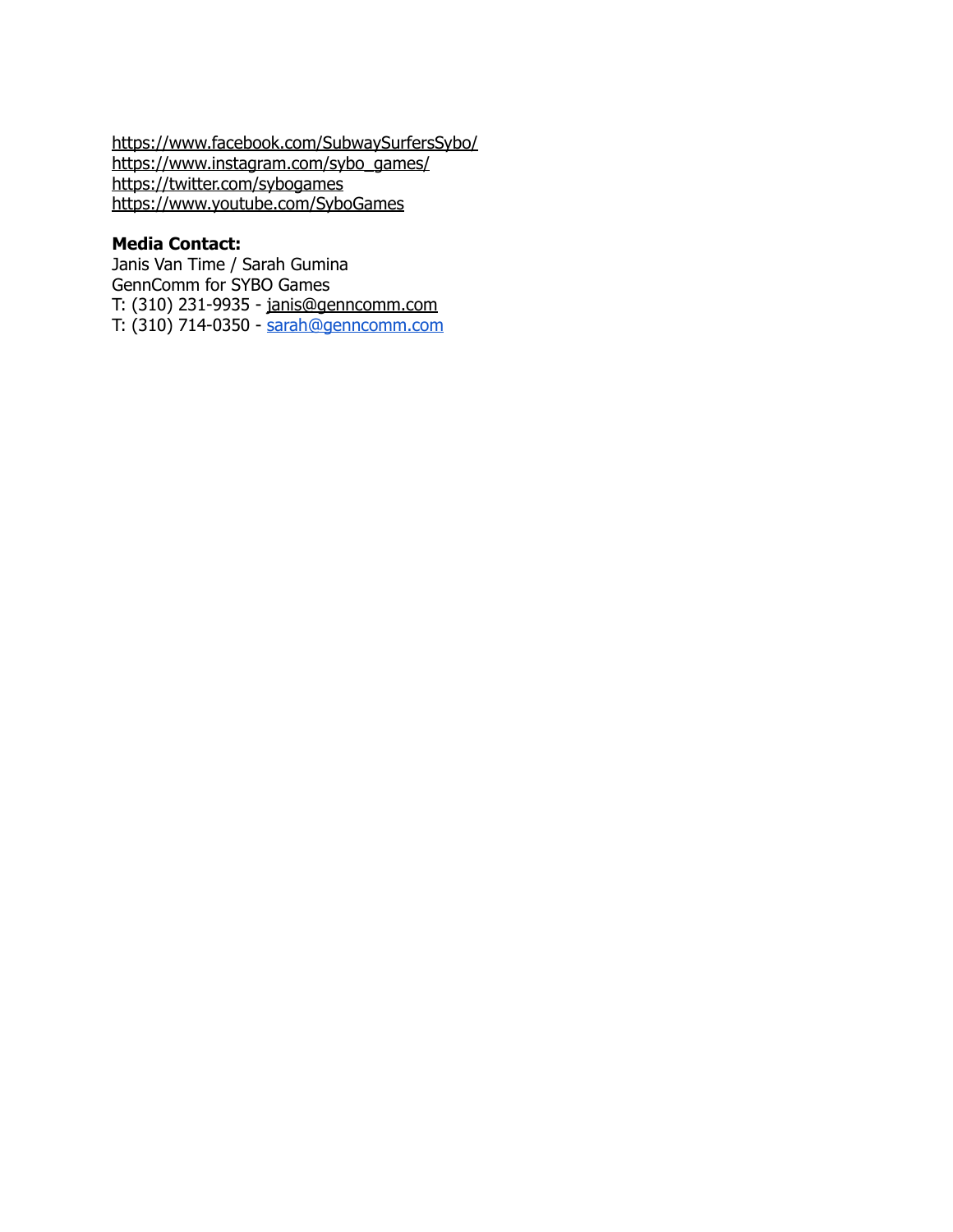https://www.facebook.com/SubwaySurfersSybo/
https://www.instagram.com/sybo_games/
https://twitter.com/sybogames
https://www.youtube.com/SyboGames

**Media Contact:**
Janis Van Time / Sarah Gumina
GennComm for SYBO Games
T: (310) 231-9935 - janis@genncomm.com
T: (310) 714-0350 - sarah@genncomm.com